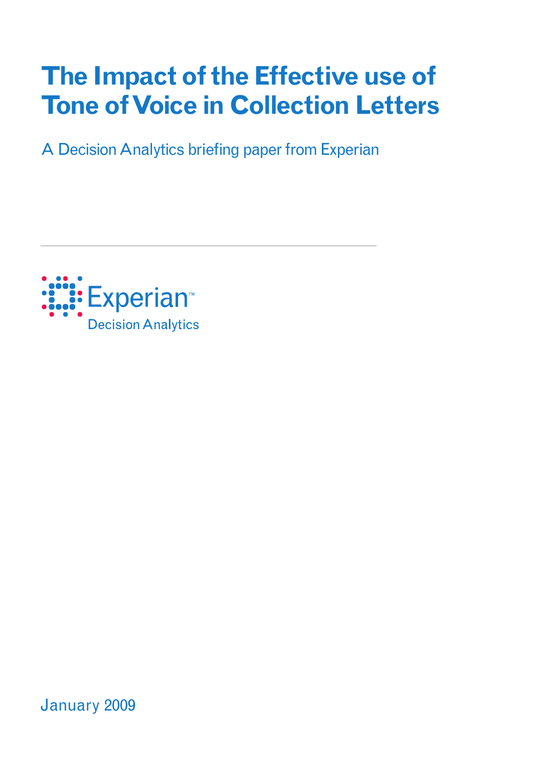# The Impact of the Effective use of Tone of Voice in Collection Letters

A Decision Analytics briefing paper from Experian

Experian™
Decision Analytics

January 2009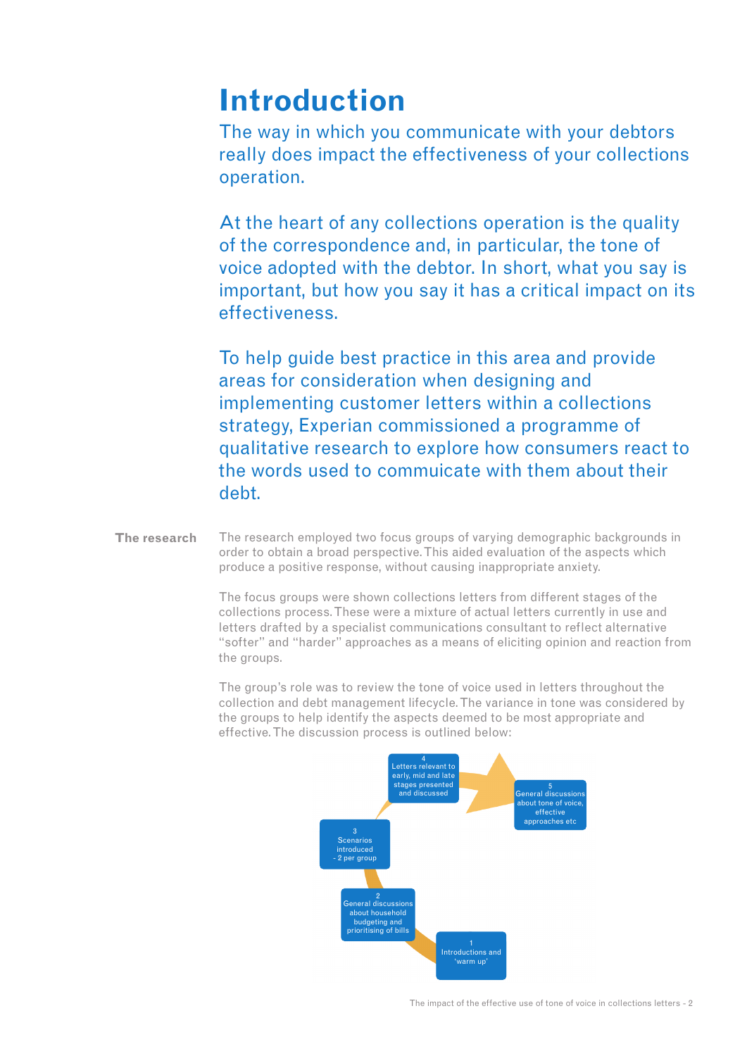# Introduction

The way in which you communicate with your debtors really does impact the effectiveness of your collections operation.

At the heart of any collections operation is the quality of the correspondence and, in particular, the tone of voice adopted with the debtor. In short, what you say is important, but how you say it has a critical impact on its effectiveness.

To help guide best practice in this area and provide areas for consideration when designing and implementing customer letters within a collections strategy, Experian commissioned a programme of qualitative research to explore how consumers react to the words used to commuicate with them about their debt.

**The research**

The research employed two focus groups of varying demographic backgrounds in order to obtain a broad perspective. This aided evaluation of the aspects which produce a positive response, without causing inappropriate anxiety.

The focus groups were shown collections letters from different stages of the collections process. These were a mixture of actual letters currently in use and letters drafted by a specialist communications consultant to reflect alternative "softer" and "harder" approaches as a means of eliciting opinion and reaction from the groups.

The group's role was to review the tone of voice used in letters throughout the collection and debt management lifecycle. The variance in tone was considered by the groups to help identify the aspects deemed to be most appropriate and effective. The discussion process is outlined below:

1. Introductions and 'warm up'
2. General discussions about household budgeting and prioritising of bills
3. Scenarios introduced - 2 per group
4. Letters relevant to early, mid and late stages presented and discussed
5. General discussions about tone of voice, effective approaches etc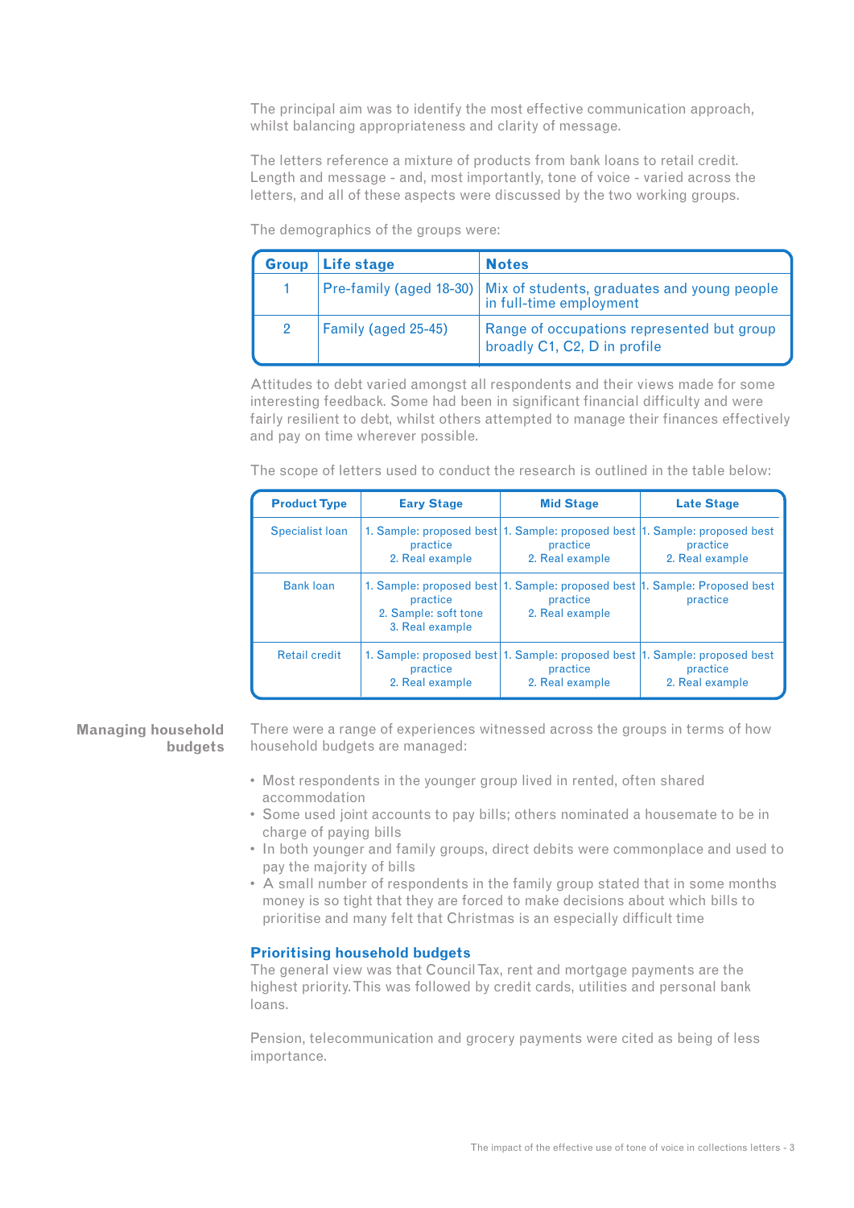The principal aim was to identify the most effective communication approach, whilst balancing appropriateness and clarity of message.

The letters reference a mixture of products from bank loans to retail credit. Length and message - and, most importantly, tone of voice - varied across the letters, and all of these aspects were discussed by the two working groups.

The demographics of the groups were:

| Group | Life stage | Notes |
|---|---|---|
| 1 | Pre-family (aged 18-30) | Mix of students, graduates and young people in full-time employment |
| 2 | Family (aged 25-45) | Range of occupations represented but group broadly C1, C2, D in profile |

Attitudes to debt varied amongst all respondents and their views made for some interesting feedback. Some had been in significant financial difficulty and were fairly resilient to debt, whilst others attempted to manage their finances effectively and pay on time wherever possible.

The scope of letters used to conduct the research is outlined in the table below:

| Product Type | Eary Stage | Mid Stage | Late Stage |
|---|---|---|---|
| Specialist loan | 1. Sample: proposed best practice<br>2. Real example | 1. Sample: proposed best practice<br>2. Real example | 1. Sample: proposed best practice<br>2. Real example |
| Bank loan | 1. Sample: proposed best practice<br>2. Sample: soft tone<br>3. Real example | 1. Sample: proposed best practice<br>2. Real example | 1. Sample: Proposed best practice |
| Retail credit | 1. Sample: proposed best practice<br>2. Real example | 1. Sample: proposed best practice<br>2. Real example | 1. Sample: proposed best practice<br>2. Real example |

## Managing household budgets

There were a range of experiences witnessed across the groups in terms of how household budgets are managed:

- Most respondents in the younger group lived in rented, often shared accommodation
- Some used joint accounts to pay bills; others nominated a housemate to be in charge of paying bills
- In both younger and family groups, direct debits were commonplace and used to pay the majority of bills
- A small number of respondents in the family group stated that in some months money is so tight that they are forced to make decisions about which bills to prioritise and many felt that Christmas is an especially difficult time

### Prioritising household budgets

The general view was that Council Tax, rent and mortgage payments are the highest priority. This was followed by credit cards, utilities and personal bank loans.

Pension, telecommunication and grocery payments were cited as being of less importance.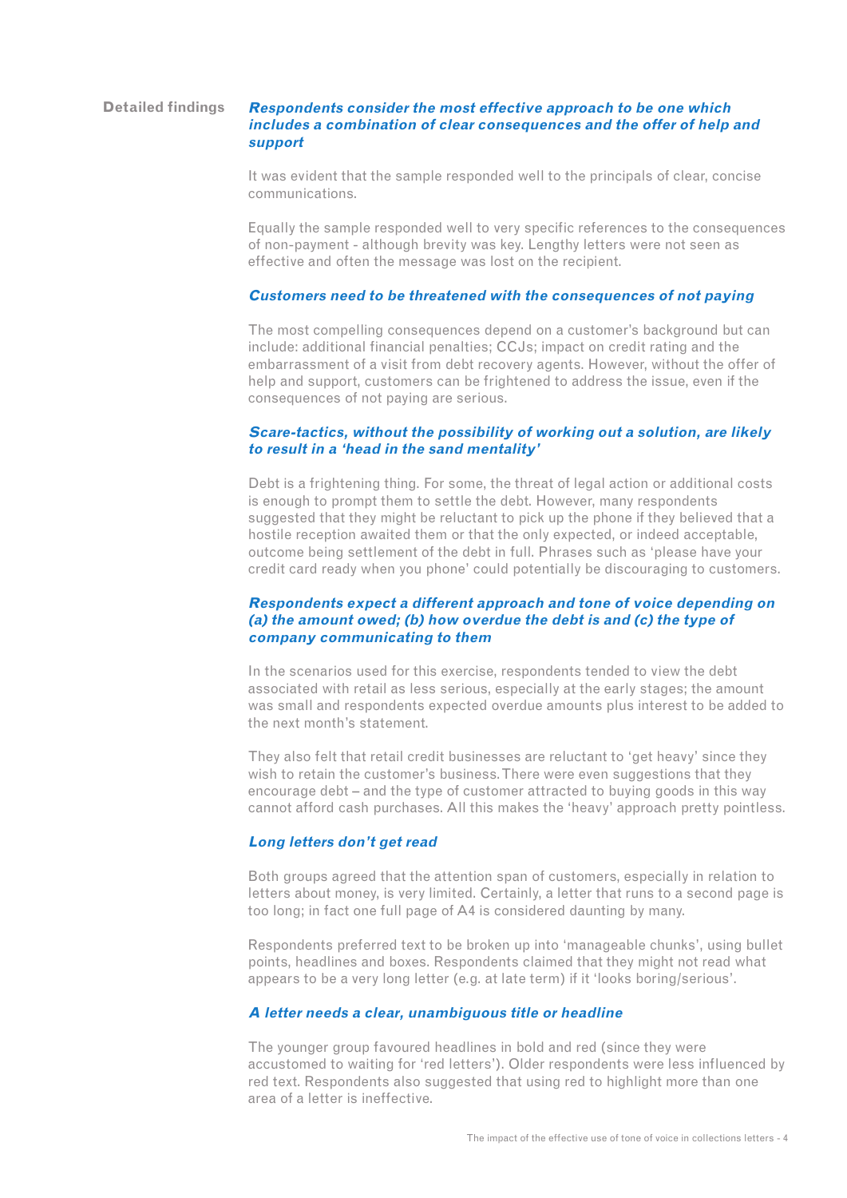## Detailed findings

### *Respondents consider the most effective approach to be one which includes a combination of clear consequences and the offer of help and support*

It was evident that the sample responded well to the principals of clear, concise communications.

Equally the sample responded well to very specific references to the consequences of non-payment - although brevity was key. Lengthy letters were not seen as effective and often the message was lost on the recipient.

### *Customers need to be threatened with the consequences of not paying*

The most compelling consequences depend on a customer's background but can include: additional financial penalties; CCJs; impact on credit rating and the embarrassment of a visit from debt recovery agents. However, without the offer of help and support, customers can be frightened to address the issue, even if the consequences of not paying are serious.

### *Scare-tactics, without the possibility of working out a solution, are likely to result in a 'head in the sand mentality'*

Debt is a frightening thing. For some, the threat of legal action or additional costs is enough to prompt them to settle the debt. However, many respondents suggested that they might be reluctant to pick up the phone if they believed that a hostile reception awaited them or that the only expected, or indeed acceptable, outcome being settlement of the debt in full. Phrases such as 'please have your credit card ready when you phone' could potentially be discouraging to customers.

### *Respondents expect a different approach and tone of voice depending on (a) the amount owed; (b) how overdue the debt is and (c) the type of company communicating to them*

In the scenarios used for this exercise, respondents tended to view the debt associated with retail as less serious, especially at the early stages; the amount was small and respondents expected overdue amounts plus interest to be added to the next month's statement.

They also felt that retail credit businesses are reluctant to 'get heavy' since they wish to retain the customer's business. There were even suggestions that they encourage debt – and the type of customer attracted to buying goods in this way cannot afford cash purchases. All this makes the 'heavy' approach pretty pointless.

### *Long letters don't get read*

Both groups agreed that the attention span of customers, especially in relation to letters about money, is very limited. Certainly, a letter that runs to a second page is too long; in fact one full page of A4 is considered daunting by many.

Respondents preferred text to be broken up into 'manageable chunks', using bullet points, headlines and boxes. Respondents claimed that they might not read what appears to be a very long letter (e.g. at late term) if it 'looks boring/serious'.

### *A letter needs a clear, unambiguous title or headline*

The younger group favoured headlines in bold and red (since they were accustomed to waiting for 'red letters'). Older respondents were less influenced by red text. Respondents also suggested that using red to highlight more than one area of a letter is ineffective.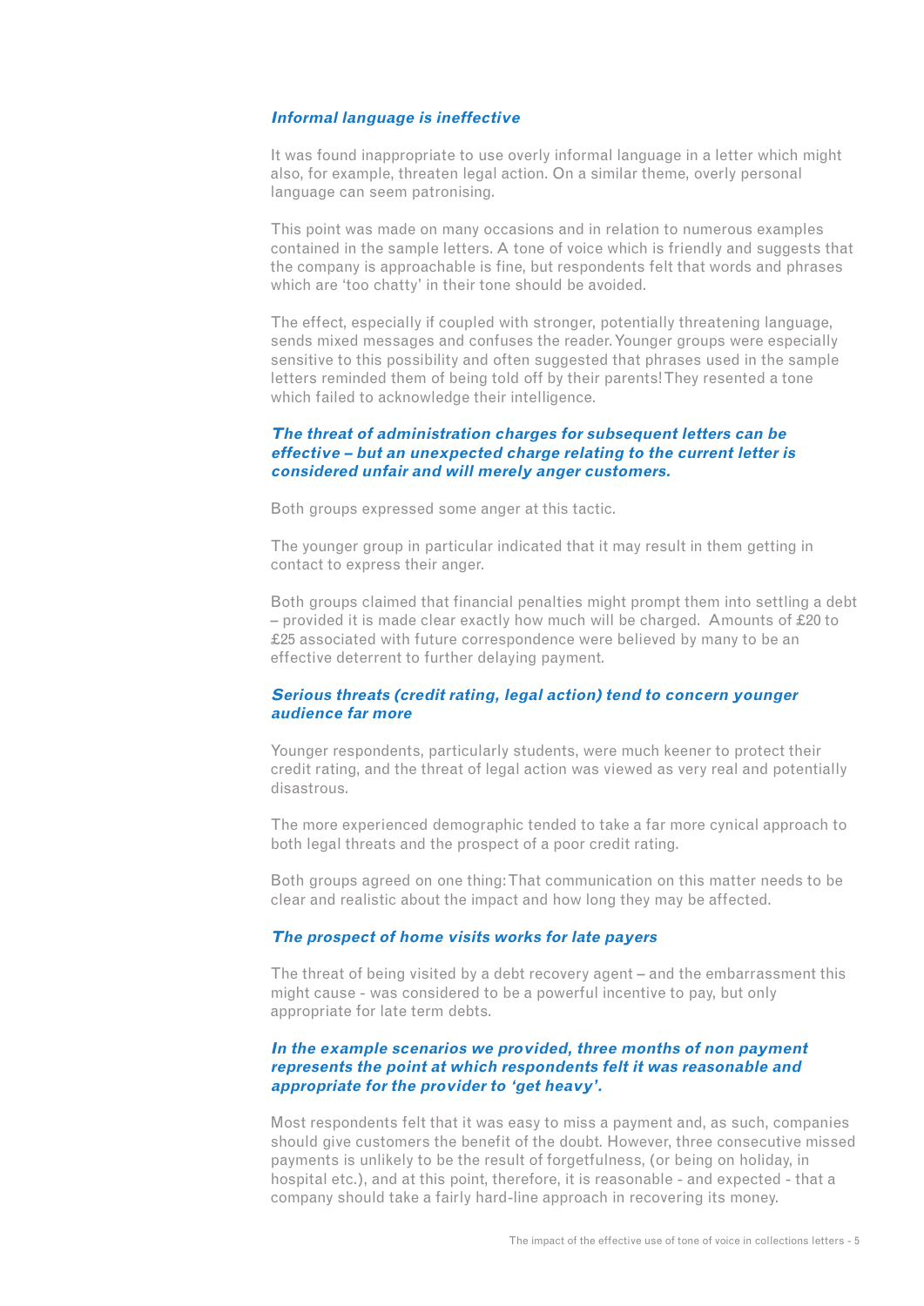### *Informal language is ineffective*

It was found inappropriate to use overly informal language in a letter which might also, for example, threaten legal action. On a similar theme, overly personal language can seem patronising.

This point was made on many occasions and in relation to numerous examples contained in the sample letters. A tone of voice which is friendly and suggests that the company is approachable is fine, but respondents felt that words and phrases which are 'too chatty' in their tone should be avoided.

The effect, especially if coupled with stronger, potentially threatening language, sends mixed messages and confuses the reader. Younger groups were especially sensitive to this possibility and often suggested that phrases used in the sample letters reminded them of being told off by their parents! They resented a tone which failed to acknowledge their intelligence.

### *The threat of administration charges for subsequent letters can be effective – but an unexpected charge relating to the current letter is considered unfair and will merely anger customers.*

Both groups expressed some anger at this tactic.

The younger group in particular indicated that it may result in them getting in contact to express their anger.

Both groups claimed that financial penalties might prompt them into settling a debt – provided it is made clear exactly how much will be charged. Amounts of £20 to £25 associated with future correspondence were believed by many to be an effective deterrent to further delaying payment.

### *Serious threats (credit rating, legal action) tend to concern younger audience far more*

Younger respondents, particularly students, were much keener to protect their credit rating, and the threat of legal action was viewed as very real and potentially disastrous.

The more experienced demographic tended to take a far more cynical approach to both legal threats and the prospect of a poor credit rating.

Both groups agreed on one thing: That communication on this matter needs to be clear and realistic about the impact and how long they may be affected.

### *The prospect of home visits works for late payers*

The threat of being visited by a debt recovery agent – and the embarrassment this might cause - was considered to be a powerful incentive to pay, but only appropriate for late term debts.

### *In the example scenarios we provided, three months of non payment represents the point at which respondents felt it was reasonable and appropriate for the provider to 'get heavy'.*

Most respondents felt that it was easy to miss a payment and, as such, companies should give customers the benefit of the doubt. However, three consecutive missed payments is unlikely to be the result of forgetfulness, (or being on holiday, in hospital etc.), and at this point, therefore, it is reasonable - and expected - that a company should take a fairly hard-line approach in recovering its money.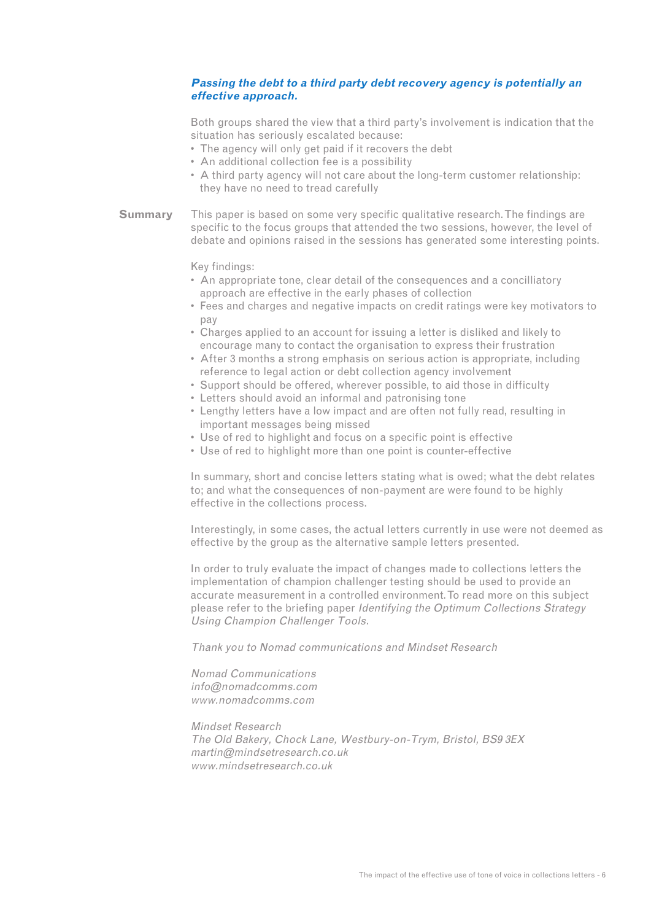***Passing the debt to a third party debt recovery agency is potentially an effective approach.***

Both groups shared the view that a third party's involvement is indication that the situation has seriously escalated because:

- The agency will only get paid if it recovers the debt
- An additional collection fee is a possibility
- A third party agency will not care about the long-term customer relationship: they have no need to tread carefully

## Summary

This paper is based on some very specific qualitative research. The findings are specific to the focus groups that attended the two sessions, however, the level of debate and opinions raised in the sessions has generated some interesting points.

Key findings:

- An appropriate tone, clear detail of the consequences and a concilliatory approach are effective in the early phases of collection
- Fees and charges and negative impacts on credit ratings were key motivators to pay
- Charges applied to an account for issuing a letter is disliked and likely to encourage many to contact the organisation to express their frustration
- After 3 months a strong emphasis on serious action is appropriate, including reference to legal action or debt collection agency involvement
- Support should be offered, wherever possible, to aid those in difficulty
- Letters should avoid an informal and patronising tone
- Lengthy letters have a low impact and are often not fully read, resulting in important messages being missed
- Use of red to highlight and focus on a specific point is effective
- Use of red to highlight more than one point is counter-effective

In summary, short and concise letters stating what is owed; what the debt relates to; and what the consequences of non-payment are were found to be highly effective in the collections process.

Interestingly, in some cases, the actual letters currently in use were not deemed as effective by the group as the alternative sample letters presented.

In order to truly evaluate the impact of changes made to collections letters the implementation of champion challenger testing should be used to provide an accurate measurement in a controlled environment. To read more on this subject please refer to the briefing paper *Identifying the Optimum Collections Strategy Using Champion Challenger Tools.*

*Thank you to Nomad communications and Mindset Research*

*Nomad Communications*
*info@nomadcomms.com*
*www.nomadcomms.com*

*Mindset Research*
*The Old Bakery, Chock Lane, Westbury-on-Trym, Bristol, BS9 3EX*
*martin@mindsetresearch.co.uk*
*www.mindsetresearch.co.uk*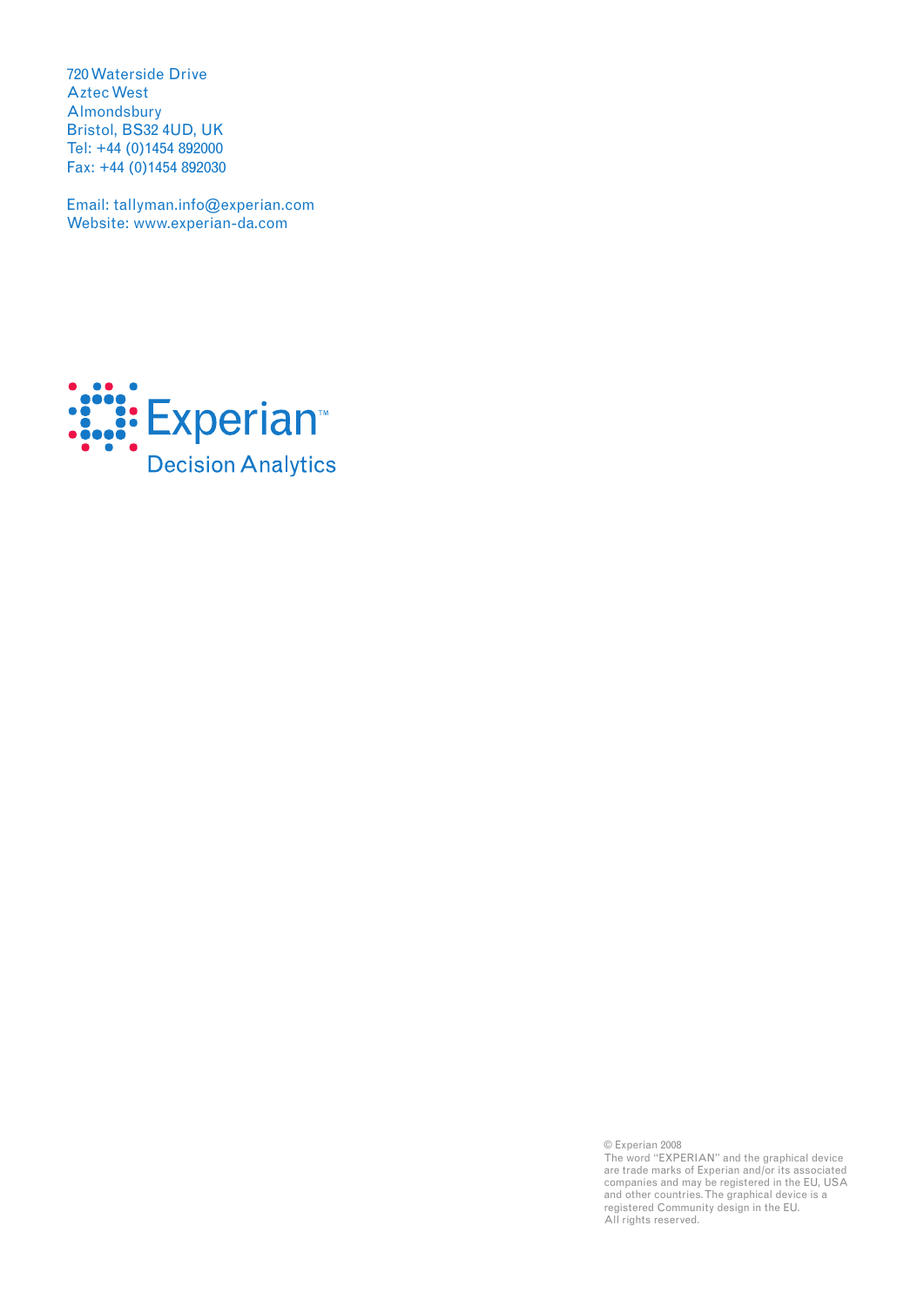720 Waterside Drive
Aztec West
Almondsbury
Bristol, BS32 4UD, UK
Tel: +44 (0)1454 892000
Fax: +44 (0)1454 892030

Email: tallyman.info@experian.com
Website: www.experian-da.com

Experian™
Decision Analytics

© Experian 2008
The word "EXPERIAN" and the graphical device are trade marks of Experian and/or its associated companies and may be registered in the EU, USA and other countries. The graphical device is a registered Community design in the EU.
All rights reserved.